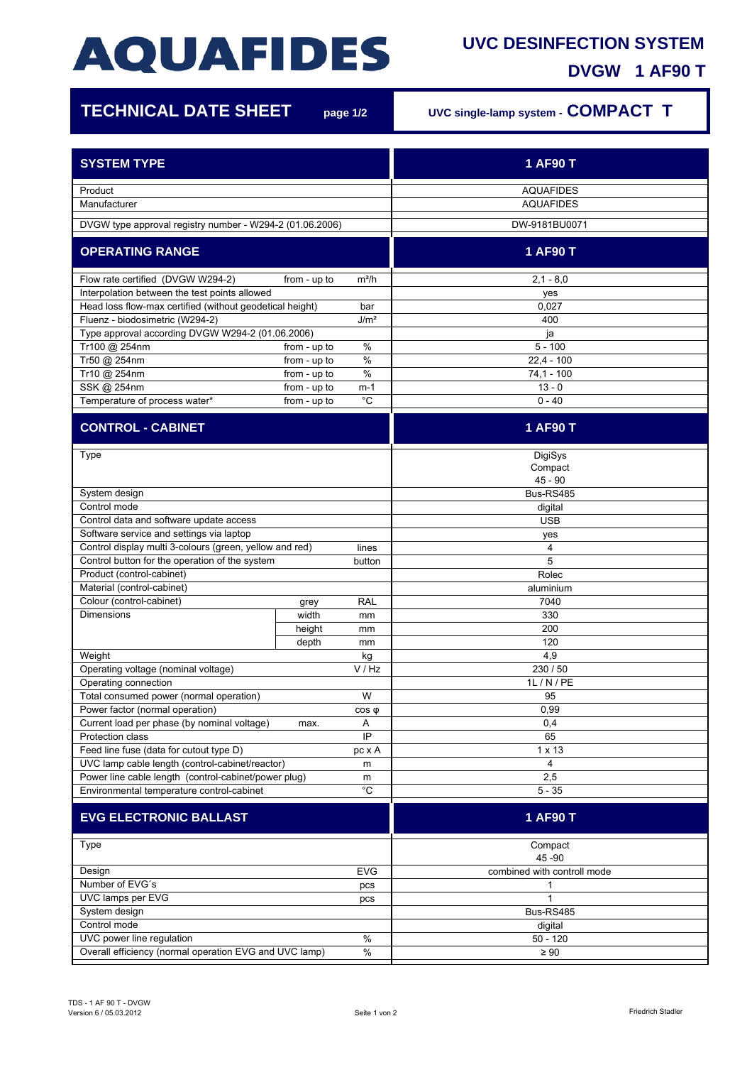# AQUAFIDES

## UVC DESINFECTION SYSTEM

## DVGW 1 AF90 T

## TECHNICAL DATE SHEET page 1/2

UVC single-lamp system - **COMPACT T**

| SYSTEM TYPE | | | 1 AF90 T |
|---|---|---|---|
| Product | | | AQUAFIDES |
| Manufacturer | | | AQUAFIDES |
| DVGW type approval registry number - W294-2 (01.06.2006) | | | DW-9181BU0071 |
| **OPERATING RANGE** | | | **1 AF90 T** |
| Flow rate certified (DVGW W294-2) | from - up to | m³/h | 2,1 - 8,0 |
| Interpolation between the test points allowed | | | yes |
| Head loss flow-max certified (without geodetical height) | | bar | 0,027 |
| Fluenz - biodosimetric (W294-2) | | J/m² | 400 |
| Type approval according DVGW W294-2 (01.06.2006) | | | ja |
| Tr100 @ 254nm | from - up to | % | 5 - 100 |
| Tr50 @ 254nm | from - up to | % | 22,4 - 100 |
| Tr10 @ 254nm | from - up to | % | 74,1 - 100 |
| SSK @ 254nm | from - up to | m-1 | 13 - 0 |
| Temperature of process water* | from - up to | °C | 0 - 40 |
| **CONTROL - CABINET** | | | **1 AF90 T** |
| Type | | | DigiSys Compact 45 - 90 |
| System design | | | Bus-RS485 |
| Control mode | | | digital |
| Control data and software update access | | | USB |
| Software service and settings via laptop | | | yes |
| Control display multi 3-colours (green, yellow and red) | | lines | 4 |
| Control button for the operation of the system | | button | 5 |
| Product (control-cabinet) | | | Rolec |
| Material (control-cabinet) | | | aluminium |
| Colour (control-cabinet) | grey | RAL | 7040 |
| Dimensions | width | mm | 330 |
| | height | mm | 200 |
| | depth | mm | 120 |
| Weight | | kg | 4,9 |
| Operating voltage (nominal voltage) | | V / Hz | 230 / 50 |
| Operating connection | | | 1L / N / PE |
| Total consumed power (normal operation) | | W | 95 |
| Power factor (normal operation) | | cos φ | 0,99 |
| Current load per phase (by nominal voltage) | max. | A | 0,4 |
| Protection class | | IP | 65 |
| Feed line fuse (data for cutout type D) | | pc x A | 1 x 13 |
| UVC lamp cable length (control-cabinet/reactor) | | m | 4 |
| Power line cable length (control-cabinet/power plug) | | m | 2,5 |
| Environmental temperature control-cabinet | | °C | 5 - 35 |
| **EVG ELECTRONIC BALLAST** | | | **1 AF90 T** |
| Type | | | Compact 45 -90 |
| Design | | EVG | combined with controll mode |
| Number of EVG´s | | pcs | 1 |
| UVC lamps per EVG | | pcs | 1 |
| System design | | | Bus-RS485 |
| Control mode | | | digital |
| UVC power line regulation | | % | 50 - 120 |
| Overall efficiency (normal operation EVG and UVC lamp) | | % | ≥ 90 |

TDS - 1 AF 90 T - DVGW
Version 6 / 05.03.2012

Friedrich Stadler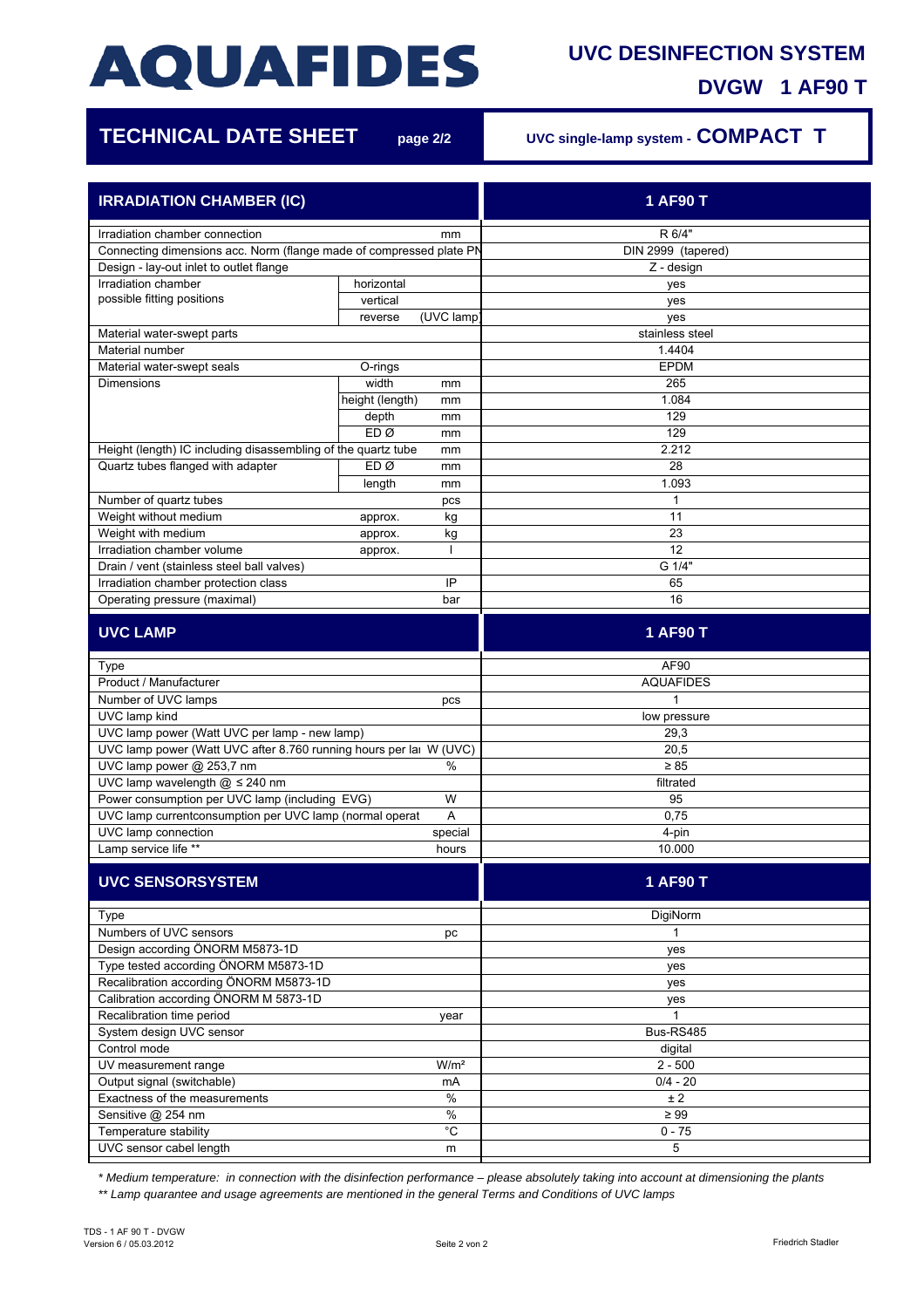# AQUAFIDES

## UVC DESINFECTION SYSTEM

## DVGW 1 AF90 T

**TECHNICAL DATE SHEET** page 2/2

UVC single-lamp system - **COMPACT T**

| IRRADIATION CHAMBER (IC) | | | 1 AF90 T |
|---|---|---|---|
| Irradiation chamber connection | | mm | R 6/4" |
| Connecting dimensions acc. Norm (flange made of compressed plate PN | | | DIN 2999 (tapered) |
| Design - lay-out inlet to outlet flange | | | Z - design |
| Irradiation chamber possible fitting positions | horizontal | | yes |
| | vertical | | yes |
| | reverse | (UVC lamp) | yes |
| Material water-swept parts | | | stainless steel |
| Material number | | | 1.4404 |
| Material water-swept seals | O-rings | | EPDM |
| Dimensions | width | mm | 265 |
| | height (length) | mm | 1.084 |
| | depth | mm | 129 |
| | ED Ø | mm | 129 |
| Height (length) IC including disassembling of the quartz tube | | mm | 2.212 |
| Quartz tubes flanged with adapter | ED Ø | mm | 28 |
| | length | mm | 1.093 |
| Number of quartz tubes | | pcs | 1 |
| Weight without medium | approx. | kg | 11 |
| Weight with medium | approx. | kg | 23 |
| Irradiation chamber volume | approx. | l | 12 |
| Drain / vent (stainless steel ball valves) | | | G 1/4" |
| Irradiation chamber protection class | | IP | 65 |
| Operating pressure (maximal) | | bar | 16 |

| UVC LAMP | | 1 AF90 T |
|---|---|---|
| Type | | AF90 |
| Product / Manufacturer | | AQUAFIDES |
| Number of UVC lamps | pcs | 1 |
| UVC lamp kind | | low pressure |
| UVC lamp power (Watt UVC per lamp - new lamp) | | 29,3 |
| UVC lamp power (Watt UVC after 8.760 running hours per la | W (UVC) | 20,5 |
| UVC lamp power @ 253,7 nm | % | ≥ 85 |
| UVC lamp wavelength @ ≤ 240 nm | | filtrated |
| Power consumption per UVC lamp (including EVG) | W | 95 |
| UVC lamp currentconsumption per UVC lamp (normal operat | A | 0,75 |
| UVC lamp connection | special | 4-pin |
| Lamp service life ** | hours | 10.000 |

| UVC SENSORSYSTEM | | 1 AF90 T |
|---|---|---|
| Type | | DigiNorm |
| Numbers of UVC sensors | pc | 1 |
| Design according ÖNORM M5873-1D | | yes |
| Type tested according ÖNORM M5873-1D | | yes |
| Recalibration according ÖNORM M5873-1D | | yes |
| Calibration according ÖNORM M 5873-1D | | yes |
| Recalibration time period | year | 1 |
| System design UVC sensor | | Bus-RS485 |
| Control mode | | digital |
| UV measurement range | W/m² | 2 - 500 |
| Output signal (switchable) | mA | 0/4 - 20 |
| Exactness of the measurements | % | ± 2 |
| Sensitive @ 254 nm | % | ≥ 99 |
| Temperature stability | °C | 0 - 75 |
| UVC sensor cabel length | m | 5 |

*\* Medium temperature: in connection with the disinfection performance – please absolutely taking into account at dimensioning the plants*

*\*\* Lamp quarantee and usage agreements are mentioned in the general Terms and Conditions of UVC lamps*

TDS - 1 AF 90 T - DVGW
Version 6 / 05.03.2012

Friedrich Stadler